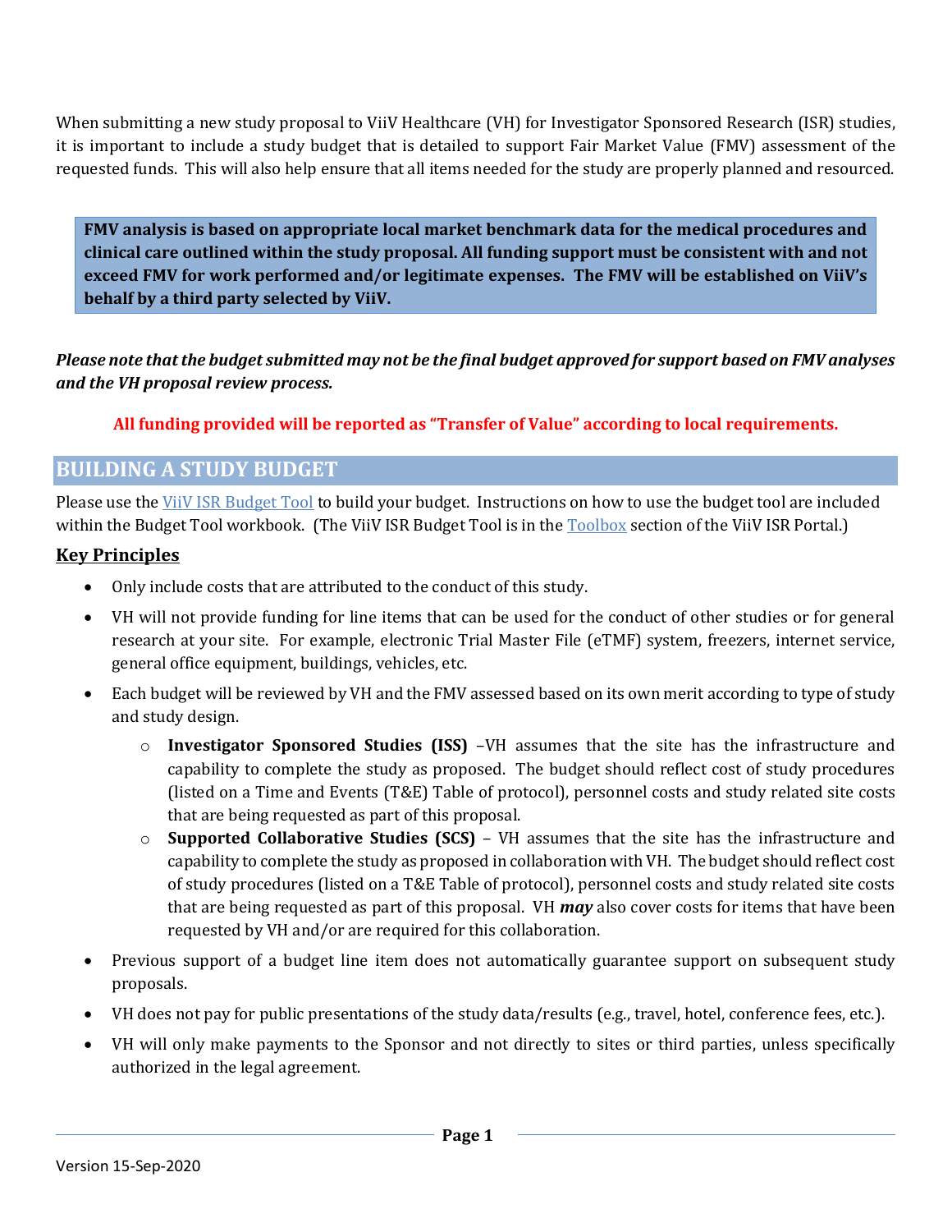When submitting a new study proposal to ViiV Healthcare (VH) for Investigator Sponsored Research (ISR) studies, it is important to include a study budget that is detailed to support Fair Market Value (FMV) assessment of the requested funds. This will also help ensure that all items needed for the study are properly planned and resourced.

> **FMV analysis is based on appropriate local market benchmark data for the medical procedures and clinical care outlined within the study proposal. All funding support must be consistent with and not exceed FMV for work performed and/or legitimate expenses. The FMV will be established on ViiV's behalf by a third party selected by ViiV.**

***Please note that the budget submitted may not be the final budget approved for support based on FMV analyses and the VH proposal review process.***

**All funding provided will be reported as "Transfer of Value" according to local requirements.**

## BUILDING A STUDY BUDGET

Please use the [ViiV ISR Budget Tool]() to build your budget. Instructions on how to use the budget tool are included within the Budget Tool workbook. (The ViiV ISR Budget Tool is in the [Toolbox]() section of the ViiV ISR Portal.)

### Key Principles

- Only include costs that are attributed to the conduct of this study.
- VH will not provide funding for line items that can be used for the conduct of other studies or for general research at your site. For example, electronic Trial Master File (eTMF) system, freezers, internet service, general office equipment, buildings, vehicles, etc.
- Each budget will be reviewed by VH and the FMV assessed based on its own merit according to type of study and study design.
  - **Investigator Sponsored Studies (ISS)** –VH assumes that the site has the infrastructure and capability to complete the study as proposed. The budget should reflect cost of study procedures (listed on a Time and Events (T&E) Table of protocol), personnel costs and study related site costs that are being requested as part of this proposal.
  - **Supported Collaborative Studies (SCS)** – VH assumes that the site has the infrastructure and capability to complete the study as proposed in collaboration with VH. The budget should reflect cost of study procedures (listed on a T&E Table of protocol), personnel costs and study related site costs that are being requested as part of this proposal. VH ***may*** also cover costs for items that have been requested by VH and/or are required for this collaboration.
- Previous support of a budget line item does not automatically guarantee support on subsequent study proposals.
- VH does not pay for public presentations of the study data/results (e.g., travel, hotel, conference fees, etc.).
- VH will only make payments to the Sponsor and not directly to sites or third parties, unless specifically authorized in the legal agreement.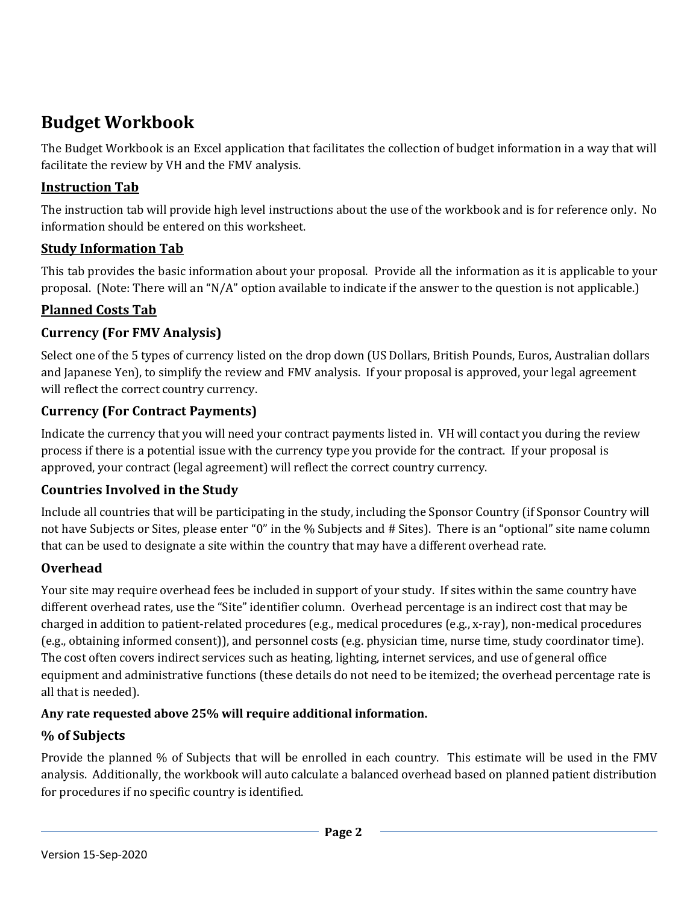## Budget Workbook

The Budget Workbook is an Excel application that facilitates the collection of budget information in a way that will facilitate the review by VH and the FMV analysis.

### Instruction Tab

The instruction tab will provide high level instructions about the use of the workbook and is for reference only. No information should be entered on this worksheet.

### Study Information Tab

This tab provides the basic information about your proposal. Provide all the information as it is applicable to your proposal. (Note: There will an "N/A" option available to indicate if the answer to the question is not applicable.)

### Planned Costs Tab

#### Currency (For FMV Analysis)

Select one of the 5 types of currency listed on the drop down (US Dollars, British Pounds, Euros, Australian dollars and Japanese Yen), to simplify the review and FMV analysis. If your proposal is approved, your legal agreement will reflect the correct country currency.

#### Currency (For Contract Payments)

Indicate the currency that you will need your contract payments listed in. VH will contact you during the review process if there is a potential issue with the currency type you provide for the contract. If your proposal is approved, your contract (legal agreement) will reflect the correct country currency.

#### Countries Involved in the Study

Include all countries that will be participating in the study, including the Sponsor Country (if Sponsor Country will not have Subjects or Sites, please enter "0" in the % Subjects and # Sites). There is an "optional" site name column that can be used to designate a site within the country that may have a different overhead rate.

#### Overhead

Your site may require overhead fees be included in support of your study. If sites within the same country have different overhead rates, use the "Site" identifier column. Overhead percentage is an indirect cost that may be charged in addition to patient-related procedures (e.g., medical procedures (e.g., x-ray), non-medical procedures (e.g., obtaining informed consent)), and personnel costs (e.g. physician time, nurse time, study coordinator time). The cost often covers indirect services such as heating, lighting, internet services, and use of general office equipment and administrative functions (these details do not need to be itemized; the overhead percentage rate is all that is needed).

**Any rate requested above 25% will require additional information.**

#### % of Subjects

Provide the planned % of Subjects that will be enrolled in each country. This estimate will be used in the FMV analysis. Additionally, the workbook will auto calculate a balanced overhead based on planned patient distribution for procedures if no specific country is identified.

Version 15-Sep-2020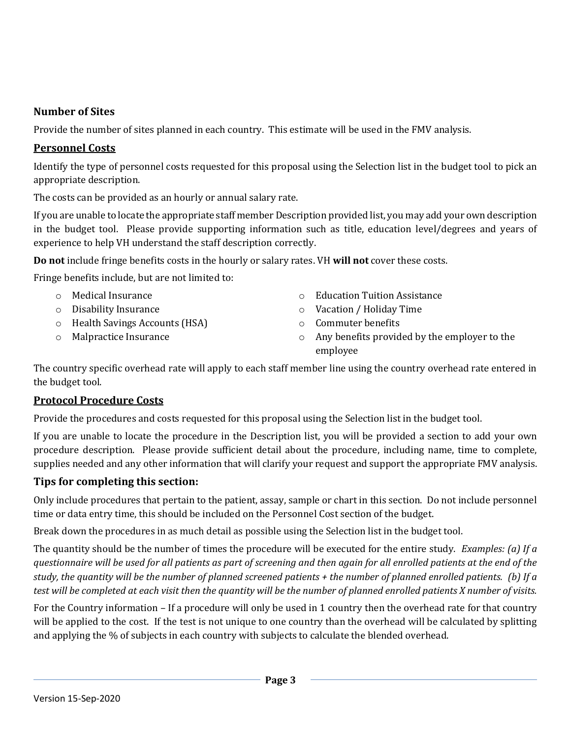### Number of Sites

Provide the number of sites planned in each country. This estimate will be used in the FMV analysis.

## Personnel Costs

Identify the type of personnel costs requested for this proposal using the Selection list in the budget tool to pick an appropriate description.

The costs can be provided as an hourly or annual salary rate.

If you are unable to locate the appropriate staff member Description provided list, you may add your own description in the budget tool. Please provide supporting information such as title, education level/degrees and years of experience to help VH understand the staff description correctly.

**Do not** include fringe benefits costs in the hourly or salary rates. VH **will not** cover these costs.

Fringe benefits include, but are not limited to:

- Medical Insurance
- Disability Insurance
- Health Savings Accounts (HSA)
- Malpractice Insurance
- Education Tuition Assistance
- Vacation / Holiday Time
- Commuter benefits
- Any benefits provided by the employer to the employee

The country specific overhead rate will apply to each staff member line using the country overhead rate entered in the budget tool.

## Protocol Procedure Costs

Provide the procedures and costs requested for this proposal using the Selection list in the budget tool.

If you are unable to locate the procedure in the Description list, you will be provided a section to add your own procedure description. Please provide sufficient detail about the procedure, including name, time to complete, supplies needed and any other information that will clarify your request and support the appropriate FMV analysis.

### Tips for completing this section:

Only include procedures that pertain to the patient, assay, sample or chart in this section. Do not include personnel time or data entry time, this should be included on the Personnel Cost section of the budget.

Break down the procedures in as much detail as possible using the Selection list in the budget tool.

The quantity should be the number of times the procedure will be executed for the entire study. *Examples: (a) If a questionnaire will be used for all patients as part of screening and then again for all enrolled patients at the end of the study, the quantity will be the number of planned screened patients + the number of planned enrolled patients. (b) If a test will be completed at each visit then the quantity will be the number of planned enrolled patients X number of visits.*

For the Country information – If a procedure will only be used in 1 country then the overhead rate for that country will be applied to the cost. If the test is not unique to one country than the overhead will be calculated by splitting and applying the % of subjects in each country with subjects to calculate the blended overhead.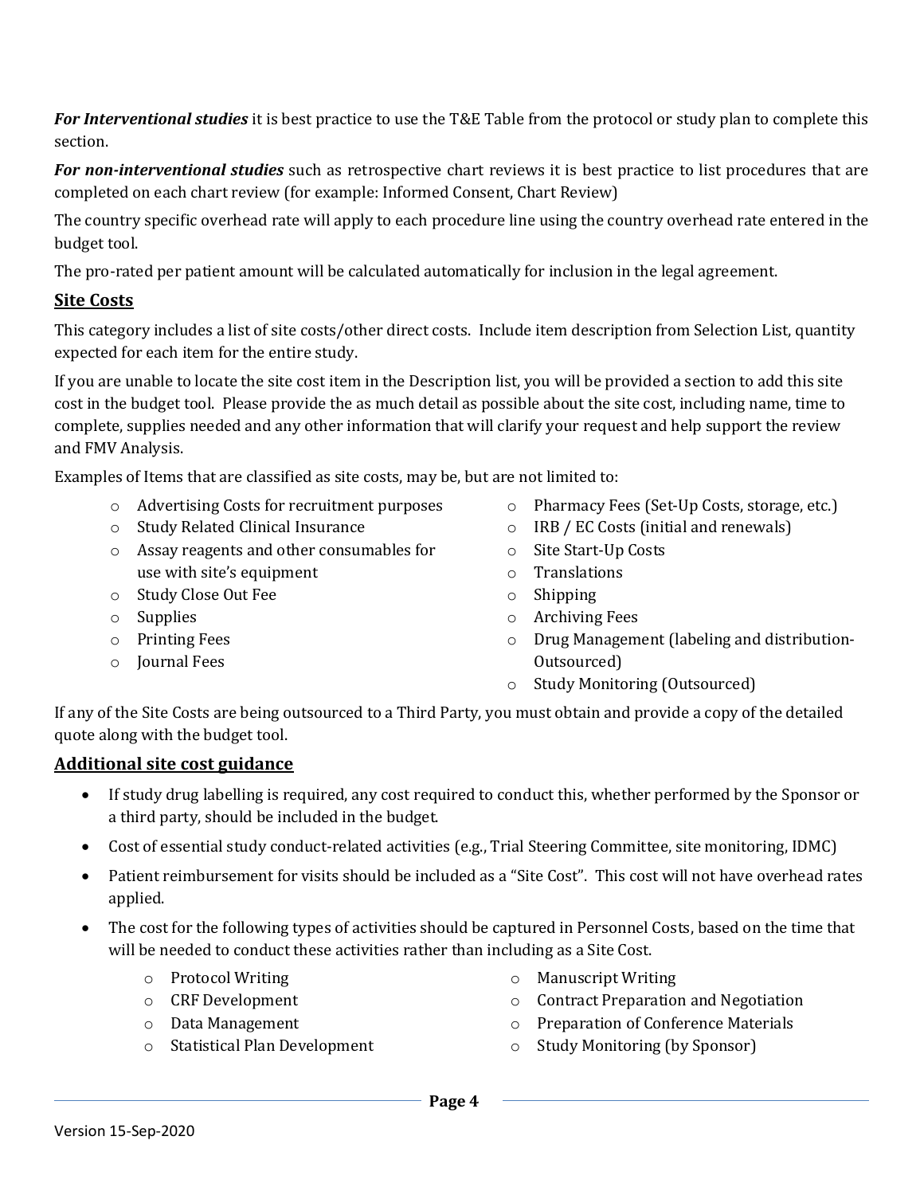***For Interventional studies*** it is best practice to use the T&E Table from the protocol or study plan to complete this section.

***For non-interventional studies*** such as retrospective chart reviews it is best practice to list procedures that are completed on each chart review (for example: Informed Consent, Chart Review)

The country specific overhead rate will apply to each procedure line using the country overhead rate entered in the budget tool.

The pro-rated per patient amount will be calculated automatically for inclusion in the legal agreement.

## Site Costs

This category includes a list of site costs/other direct costs. Include item description from Selection List, quantity expected for each item for the entire study.

If you are unable to locate the site cost item in the Description list, you will be provided a section to add this site cost in the budget tool. Please provide the as much detail as possible about the site cost, including name, time to complete, supplies needed and any other information that will clarify your request and help support the review and FMV Analysis.

Examples of Items that are classified as site costs, may be, but are not limited to:

- Advertising Costs for recruitment purposes
- Study Related Clinical Insurance
- Assay reagents and other consumables for use with site's equipment
- Study Close Out Fee
- Supplies
- Printing Fees
- Journal Fees
- Pharmacy Fees (Set-Up Costs, storage, etc.)
- IRB / EC Costs (initial and renewals)
- Site Start-Up Costs
- Translations
- Shipping
- Archiving Fees
- Drug Management (labeling and distribution-Outsourced)
- Study Monitoring (Outsourced)

If any of the Site Costs are being outsourced to a Third Party, you must obtain and provide a copy of the detailed quote along with the budget tool.

## Additional site cost guidance

- If study drug labelling is required, any cost required to conduct this, whether performed by the Sponsor or a third party, should be included in the budget.
- Cost of essential study conduct-related activities (e.g., Trial Steering Committee, site monitoring, IDMC)
- Patient reimbursement for visits should be included as a "Site Cost". This cost will not have overhead rates applied.
- The cost for the following types of activities should be captured in Personnel Costs, based on the time that will be needed to conduct these activities rather than including as a Site Cost.
  - Protocol Writing
  - CRF Development
  - Data Management
  - Statistical Plan Development
  - Manuscript Writing
  - Contract Preparation and Negotiation
  - Preparation of Conference Materials
  - Study Monitoring (by Sponsor)

Version 15-Sep-2020